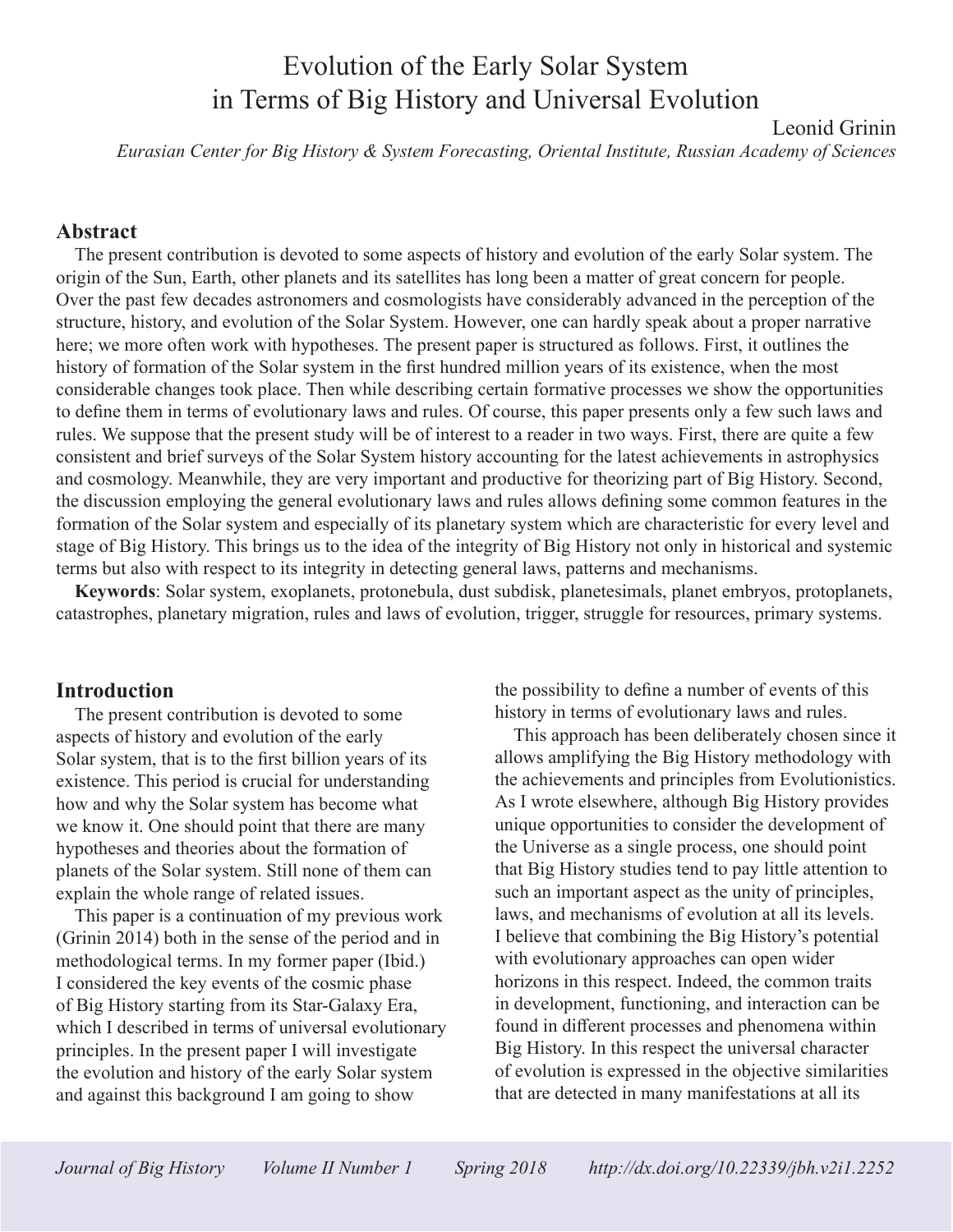# Evolution of the Early Solar System in Terms of Big History and Universal Evolution

Leonid Grinin

*Eurasian Center for Big History & System Forecasting, Oriental Institute, Russian Academy of Sciences*

## Abstract

The present contribution is devoted to some aspects of history and evolution of the early Solar system. The origin of the Sun, Earth, other planets and its satellites has long been a matter of great concern for people. Over the past few decades astronomers and cosmologists have considerably advanced in the perception of the structure, history, and evolution of the Solar System. However, one can hardly speak about a proper narrative here; we more often work with hypotheses. The present paper is structured as follows. First, it outlines the history of formation of the Solar system in the first hundred million years of its existence, when the most considerable changes took place. Then while describing certain formative processes we show the opportunities to define them in terms of evolutionary laws and rules. Of course, this paper presents only a few such laws and rules. We suppose that the present study will be of interest to a reader in two ways. First, there are quite a few consistent and brief surveys of the Solar System history accounting for the latest achievements in astrophysics and cosmology. Meanwhile, they are very important and productive for theorizing part of Big History. Second, the discussion employing the general evolutionary laws and rules allows defining some common features in the formation of the Solar system and especially of its planetary system which are characteristic for every level and stage of Big History. This brings us to the idea of the integrity of Big History not only in historical and systemic terms but also with respect to its integrity in detecting general laws, patterns and mechanisms.

**Keywords**: Solar system, exoplanets, protonebula, dust subdisk, planetesimals, planet embryos, protoplanets, catastrophes, planetary migration, rules and laws of evolution, trigger, struggle for resources, primary systems.

## Introduction

The present contribution is devoted to some aspects of history and evolution of the early Solar system, that is to the first billion years of its existence. This period is crucial for understanding how and why the Solar system has become what we know it. One should point that there are many hypotheses and theories about the formation of planets of the Solar system. Still none of them can explain the whole range of related issues.

This paper is a continuation of my previous work (Grinin 2014) both in the sense of the period and in methodological terms. In my former paper (Ibid.) I considered the key events of the cosmic phase of Big History starting from its Star-Galaxy Era, which I described in terms of universal evolutionary principles. In the present paper I will investigate the evolution and history of the early Solar system and against this background I am going to show the possibility to define a number of events of this history in terms of evolutionary laws and rules.

This approach has been deliberately chosen since it allows amplifying the Big History methodology with the achievements and principles from Evolutionistics. As I wrote elsewhere, although Big History provides unique opportunities to consider the development of the Universe as a single process, one should point that Big History studies tend to pay little attention to such an important aspect as the unity of principles, laws, and mechanisms of evolution at all its levels. I believe that combining the Big History's potential with evolutionary approaches can open wider horizons in this respect. Indeed, the common traits in development, functioning, and interaction can be found in different processes and phenomena within Big History. In this respect the universal character of evolution is expressed in the objective similarities that are detected in many manifestations at all its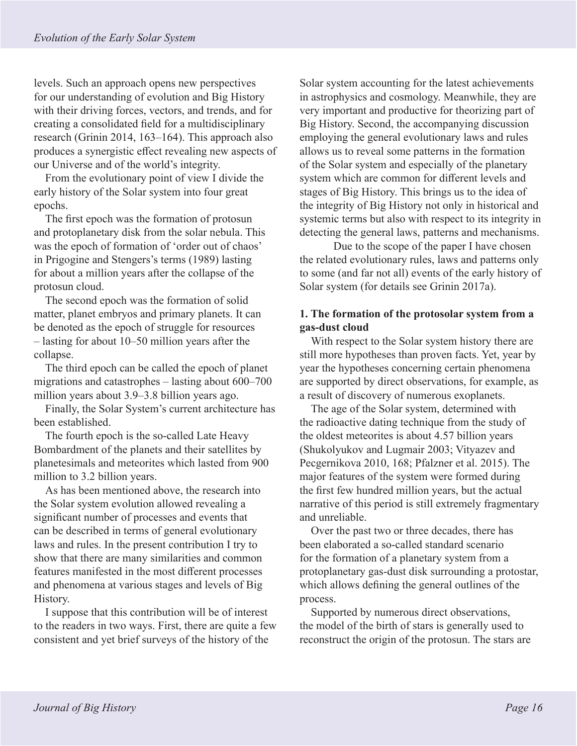levels. Such an approach opens new perspectives for our understanding of evolution and Big History with their driving forces, vectors, and trends, and for creating a consolidated field for a multidisciplinary research (Grinin 2014, 163–164). This approach also produces a synergistic effect revealing new aspects of our Universe and of the world's integrity.

From the evolutionary point of view I divide the early history of the Solar system into four great epochs.

The first epoch was the formation of protosun and protoplanetary disk from the solar nebula. This was the epoch of formation of 'order out of chaos' in Prigogine and Stengers's terms (1989) lasting for about a million years after the collapse of the protosun cloud.

The second epoch was the formation of solid matter, planet embryos and primary planets. It can be denoted as the epoch of struggle for resources – lasting for about 10–50 million years after the collapse.

The third epoch can be called the epoch of planet migrations and catastrophes – lasting about 600–700 million years about 3.9–3.8 billion years ago.

Finally, the Solar System's current architecture has been established.

The fourth epoch is the so-called Late Heavy Bombardment of the planets and their satellites by planetesimals and meteorites which lasted from 900 million to 3.2 billion years.

As has been mentioned above, the research into the Solar system evolution allowed revealing a significant number of processes and events that can be described in terms of general evolutionary laws and rules. In the present contribution I try to show that there are many similarities and common features manifested in the most different processes and phenomena at various stages and levels of Big History.

I suppose that this contribution will be of interest to the readers in two ways. First, there are quite a few consistent and yet brief surveys of the history of the Solar system accounting for the latest achievements in astrophysics and cosmology. Meanwhile, they are very important and productive for theorizing part of Big History. Second, the accompanying discussion employing the general evolutionary laws and rules allows us to reveal some patterns in the formation of the Solar system and especially of the planetary system which are common for different levels and stages of Big History. This brings us to the idea of the integrity of Big History not only in historical and systemic terms but also with respect to its integrity in detecting the general laws, patterns and mechanisms.

Due to the scope of the paper I have chosen the related evolutionary rules, laws and patterns only to some (and far not all) events of the early history of Solar system (for details see Grinin 2017a).

**1. The formation of the protosolar system from a gas-dust cloud**

With respect to the Solar system history there are still more hypotheses than proven facts. Yet, year by year the hypotheses concerning certain phenomena are supported by direct observations, for example, as a result of discovery of numerous exoplanets.

The age of the Solar system, determined with the radioactive dating technique from the study of the oldest meteorites is about 4.57 billion years (Shukolyukov and Lugmair 2003; Vityazev and Pecgernikova 2010, 168; Pfalzner et al. 2015). The major features of the system were formed during the first few hundred million years, but the actual narrative of this period is still extremely fragmentary and unreliable.

Over the past two or three decades, there has been elaborated a so-called standard scenario for the formation of a planetary system from a protoplanetary gas-dust disk surrounding a protostar, which allows defining the general outlines of the process.

Supported by numerous direct observations, the model of the birth of stars is generally used to reconstruct the origin of the protosun. The stars are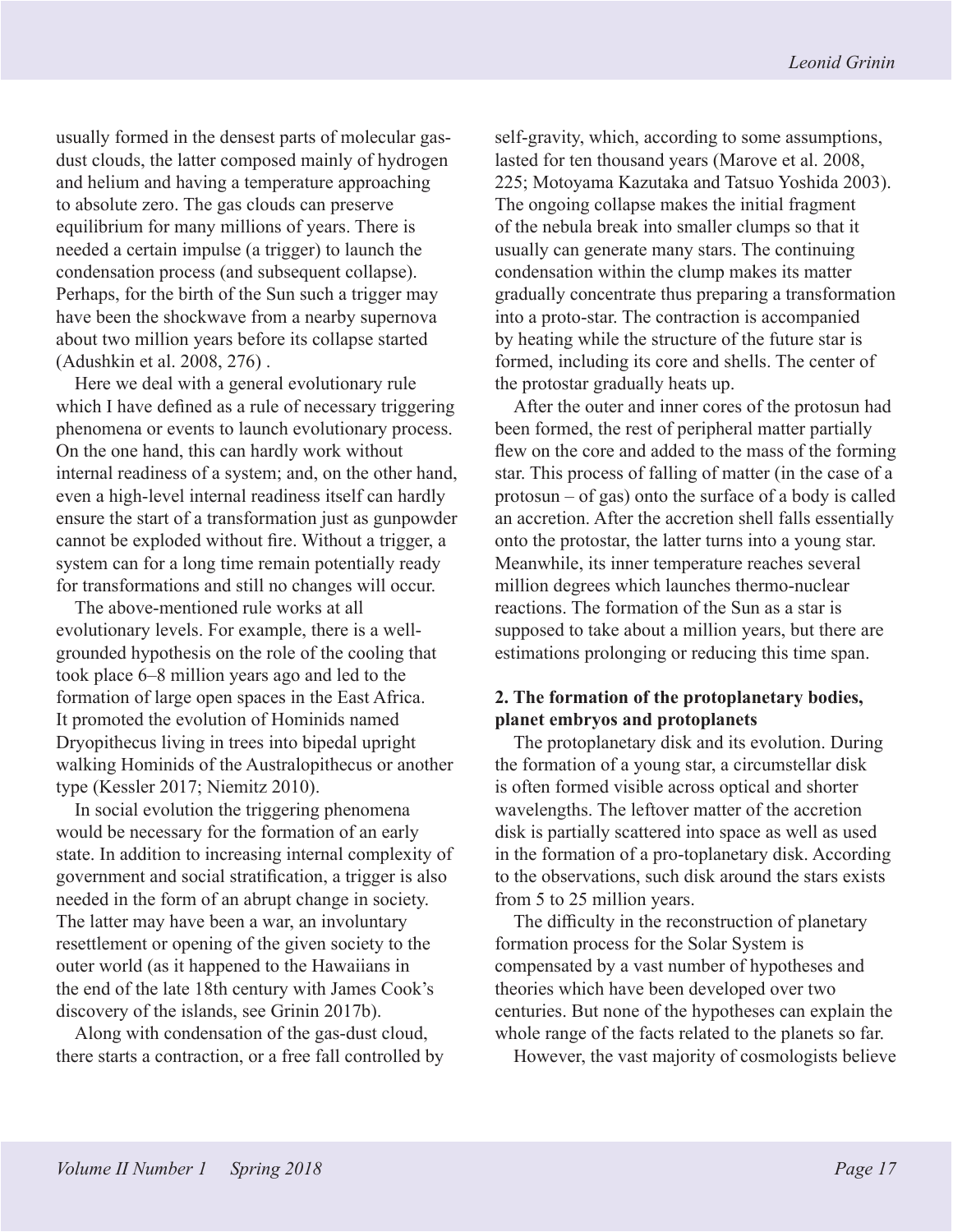usually formed in the densest parts of molecular gas-dust clouds, the latter composed mainly of hydrogen and helium and having a temperature approaching to absolute zero. The gas clouds can preserve equilibrium for many millions of years. There is needed a certain impulse (a trigger) to launch the condensation process (and subsequent collapse). Perhaps, for the birth of the Sun such a trigger may have been the shockwave from a nearby supernova about two million years before its collapse started (Adushkin et al. 2008, 276) .

Here we deal with a general evolutionary rule which I have defined as a rule of necessary triggering phenomena or events to launch evolutionary process. On the one hand, this can hardly work without internal readiness of a system; and, on the other hand, even a high-level internal readiness itself can hardly ensure the start of a transformation just as gunpowder cannot be exploded without fire. Without a trigger, a system can for a long time remain potentially ready for transformations and still no changes will occur.

The above-mentioned rule works at all evolutionary levels. For example, there is a well-grounded hypothesis on the role of the cooling that took place 6–8 million years ago and led to the formation of large open spaces in the East Africa. It promoted the evolution of Hominids named Dryopithecus living in trees into bipedal upright walking Hominids of the Australopithecus or another type (Kessler 2017; Niemitz 2010).

In social evolution the triggering phenomena would be necessary for the formation of an early state. In addition to increasing internal complexity of government and social stratification, a trigger is also needed in the form of an abrupt change in society. The latter may have been a war, an involuntary resettlement or opening of the given society to the outer world (as it happened to the Hawaiians in the end of the late 18th century with James Cook's discovery of the islands, see Grinin 2017b).

Along with condensation of the gas-dust cloud, there starts a contraction, or a free fall controlled by self-gravity, which, according to some assumptions, lasted for ten thousand years (Marove et al. 2008, 225; Motoyama Kazutaka and Tatsuo Yoshida 2003). The ongoing collapse makes the initial fragment of the nebula break into smaller clumps so that it usually can generate many stars. The continuing condensation within the clump makes its matter gradually concentrate thus preparing a transformation into a proto-star. The contraction is accompanied by heating while the structure of the future star is formed, including its core and shells. The center of the protostar gradually heats up.

After the outer and inner cores of the protosun had been formed, the rest of peripheral matter partially flew on the core and added to the mass of the forming star. This process of falling of matter (in the case of a protosun – of gas) onto the surface of a body is called an accretion. After the accretion shell falls essentially onto the protostar, the latter turns into a young star. Meanwhile, its inner temperature reaches several million degrees which launches thermo-nuclear reactions. The formation of the Sun as a star is supposed to take about a million years, but there are estimations prolonging or reducing this time span.

**2. The formation of the protoplanetary bodies, planet embryos and protoplanets**

The protoplanetary disk and its evolution. During the formation of a young star, a circumstellar disk is often formed visible across optical and shorter wavelengths. The leftover matter of the accretion disk is partially scattered into space as well as used in the formation of a pro-toplanetary disk. According to the observations, such disk around the stars exists from 5 to 25 million years.

The difficulty in the reconstruction of planetary formation process for the Solar System is compensated by a vast number of hypotheses and theories which have been developed over two centuries. But none of the hypotheses can explain the whole range of the facts related to the planets so far.

However, the vast majority of cosmologists believe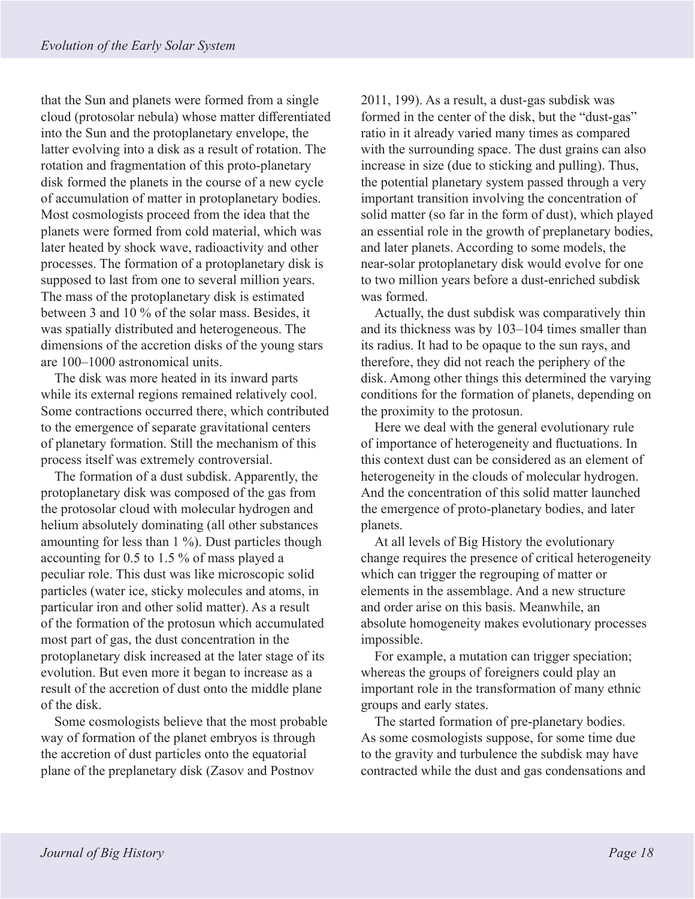that the Sun and planets were formed from a single cloud (protosolar nebula) whose matter differentiated into the Sun and the protoplanetary envelope, the latter evolving into a disk as a result of rotation. The rotation and fragmentation of this proto-planetary disk formed the planets in the course of a new cycle of accumulation of matter in protoplanetary bodies. Most cosmologists proceed from the idea that the planets were formed from cold material, which was later heated by shock wave, radioactivity and other processes. The formation of a protoplanetary disk is supposed to last from one to several million years. The mass of the protoplanetary disk is estimated between 3 and 10 % of the solar mass. Besides, it was spatially distributed and heterogeneous. The dimensions of the accretion disks of the young stars are 100–1000 astronomical units.

The disk was more heated in its inward parts while its external regions remained relatively cool. Some contractions occurred there, which contributed to the emergence of separate gravitational centers of planetary formation. Still the mechanism of this process itself was extremely controversial.

The formation of a dust subdisk. Apparently, the protoplanetary disk was composed of the gas from the protosolar cloud with molecular hydrogen and helium absolutely dominating (all other substances amounting for less than 1 %). Dust particles though accounting for 0.5 to 1.5 % of mass played a peculiar role. This dust was like microscopic solid particles (water ice, sticky molecules and atoms, in particular iron and other solid matter). As a result of the formation of the protosun which accumulated most part of gas, the dust concentration in the protoplanetary disk increased at the later stage of its evolution. But even more it began to increase as a result of the accretion of dust onto the middle plane of the disk.

Some cosmologists believe that the most probable way of formation of the planet embryos is through the accretion of dust particles onto the equatorial plane of the preplanetary disk (Zasov and Postnov 2011, 199). As a result, a dust-gas subdisk was formed in the center of the disk, but the "dust-gas" ratio in it already varied many times as compared with the surrounding space. The dust grains can also increase in size (due to sticking and pulling). Thus, the potential planetary system passed through a very important transition involving the concentration of solid matter (so far in the form of dust), which played an essential role in the growth of preplanetary bodies, and later planets. According to some models, the near-solar protoplanetary disk would evolve for one to two million years before a dust-enriched subdisk was formed.

Actually, the dust subdisk was comparatively thin and its thickness was by 103–104 times smaller than its radius. It had to be opaque to the sun rays, and therefore, they did not reach the periphery of the disk. Among other things this determined the varying conditions for the formation of planets, depending on the proximity to the protosun.

Here we deal with the general evolutionary rule of importance of heterogeneity and fluctuations. In this context dust can be considered as an element of heterogeneity in the clouds of molecular hydrogen. And the concentration of this solid matter launched the emergence of proto-planetary bodies, and later planets.

At all levels of Big History the evolutionary change requires the presence of critical heterogeneity which can trigger the regrouping of matter or elements in the assemblage. And a new structure and order arise on this basis. Meanwhile, an absolute homogeneity makes evolutionary processes impossible.

For example, a mutation can trigger speciation; whereas the groups of foreigners could play an important role in the transformation of many ethnic groups and early states.

The started formation of pre-planetary bodies. As some cosmologists suppose, for some time due to the gravity and turbulence the subdisk may have contracted while the dust and gas condensations and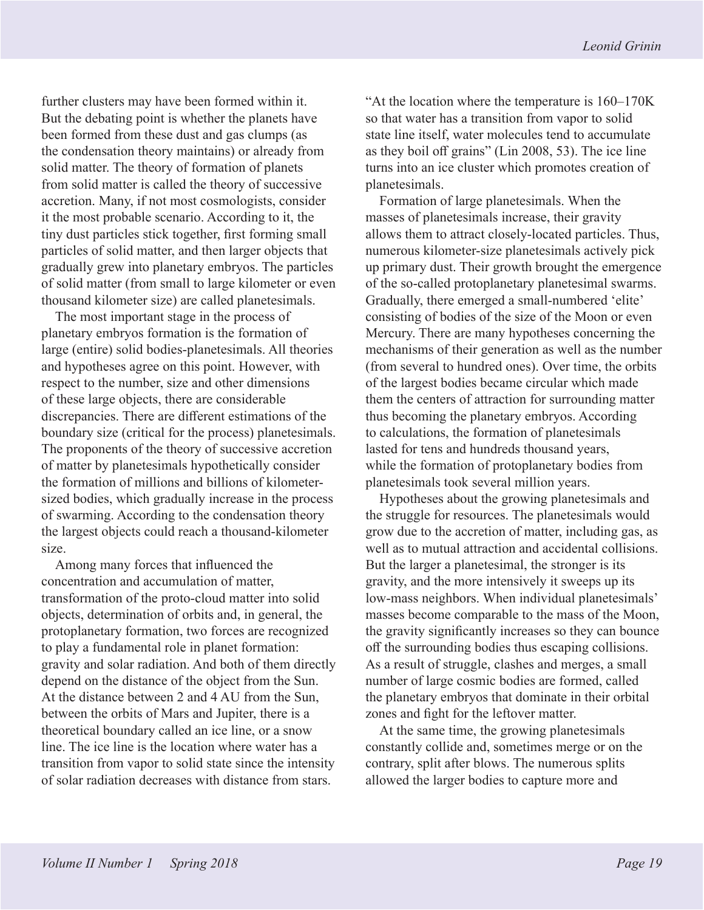further clusters may have been formed within it. But the debating point is whether the planets have been formed from these dust and gas clumps (as the condensation theory maintains) or already from solid matter. The theory of formation of planets from solid matter is called the theory of successive accretion. Many, if not most cosmologists, consider it the most probable scenario. According to it, the tiny dust particles stick together, first forming small particles of solid matter, and then larger objects that gradually grew into planetary embryos. The particles of solid matter (from small to large kilometer or even thousand kilometer size) are called planetesimals.

The most important stage in the process of planetary embryos formation is the formation of large (entire) solid bodies-planetesimals. All theories and hypotheses agree on this point. However, with respect to the number, size and other dimensions of these large objects, there are considerable discrepancies. There are different estimations of the boundary size (critical for the process) planetesimals. The proponents of the theory of successive accretion of matter by planetesimals hypothetically consider the formation of millions and billions of kilometer-sized bodies, which gradually increase in the process of swarming. According to the condensation theory the largest objects could reach a thousand-kilometer size.

Among many forces that influenced the concentration and accumulation of matter, transformation of the proto-cloud matter into solid objects, determination of orbits and, in general, the protoplanetary formation, two forces are recognized to play a fundamental role in planet formation: gravity and solar radiation. And both of them directly depend on the distance of the object from the Sun. At the distance between 2 and 4 AU from the Sun, between the orbits of Mars and Jupiter, there is a theoretical boundary called an ice line, or a snow line. The ice line is the location where water has a transition from vapor to solid state since the intensity of solar radiation decreases with distance from stars. "At the location where the temperature is 160–170K so that water has a transition from vapor to solid state line itself, water molecules tend to accumulate as they boil off grains" (Lin 2008, 53). The ice line turns into an ice cluster which promotes creation of planetesimals.

Formation of large planetesimals. When the masses of planetesimals increase, their gravity allows them to attract closely-located particles. Thus, numerous kilometer-size planetesimals actively pick up primary dust. Their growth brought the emergence of the so-called protoplanetary planetesimal swarms. Gradually, there emerged a small-numbered 'elite' consisting of bodies of the size of the Moon or even Mercury. There are many hypotheses concerning the mechanisms of their generation as well as the number (from several to hundred ones). Over time, the orbits of the largest bodies became circular which made them the centers of attraction for surrounding matter thus becoming the planetary embryos. According to calculations, the formation of planetesimals lasted for tens and hundreds thousand years, while the formation of protoplanetary bodies from planetesimals took several million years.

Hypotheses about the growing planetesimals and the struggle for resources. The planetesimals would grow due to the accretion of matter, including gas, as well as to mutual attraction and accidental collisions. But the larger a planetesimal, the stronger is its gravity, and the more intensively it sweeps up its low-mass neighbors. When individual planetesimals' masses become comparable to the mass of the Moon, the gravity significantly increases so they can bounce off the surrounding bodies thus escaping collisions. As a result of struggle, clashes and merges, a small number of large cosmic bodies are formed, called the planetary embryos that dominate in their orbital zones and fight for the leftover matter.

At the same time, the growing planetesimals constantly collide and, sometimes merge or on the contrary, split after blows. The numerous splits allowed the larger bodies to capture more and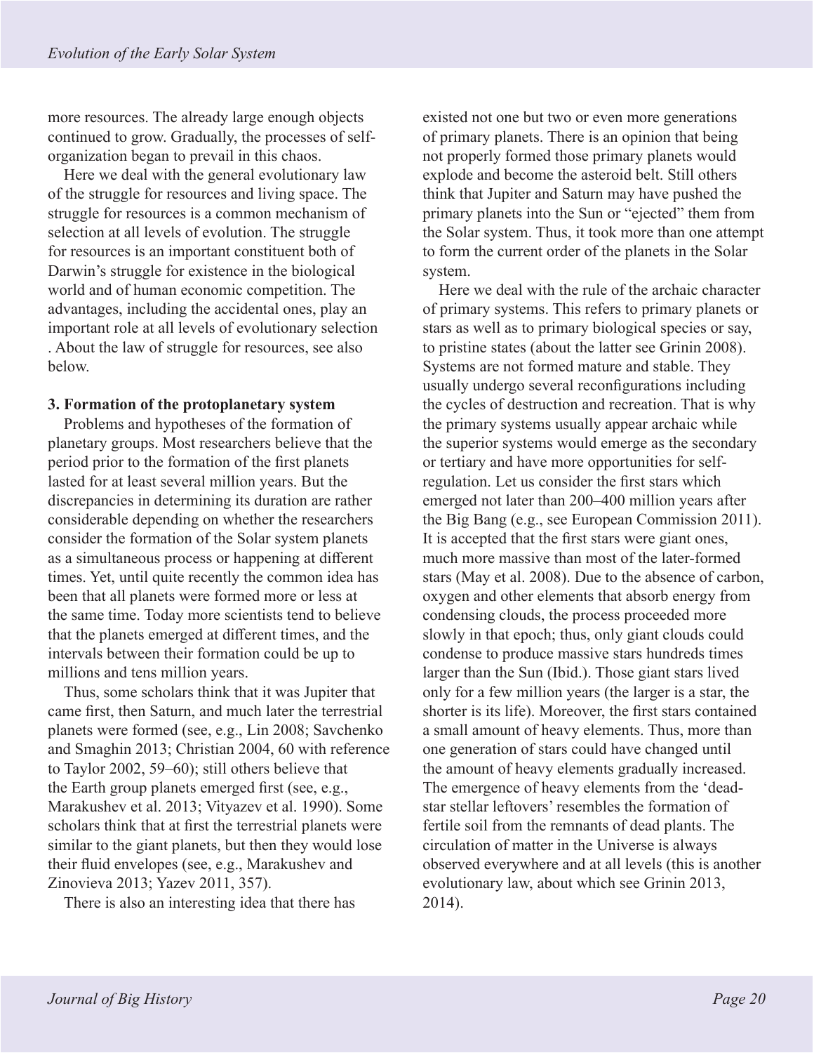more resources. The already large enough objects continued to grow. Gradually, the processes of self-organization began to prevail in this chaos.

Here we deal with the general evolutionary law of the struggle for resources and living space. The struggle for resources is a common mechanism of selection at all levels of evolution. The struggle for resources is an important constituent both of Darwin's struggle for existence in the biological world and of human economic competition. The advantages, including the accidental ones, play an important role at all levels of evolutionary selection . About the law of struggle for resources, see also below.

## 3. Formation of the protoplanetary system

Problems and hypotheses of the formation of planetary groups. Most researchers believe that the period prior to the formation of the first planets lasted for at least several million years. But the discrepancies in determining its duration are rather considerable depending on whether the researchers consider the formation of the Solar system planets as a simultaneous process or happening at different times. Yet, until quite recently the common idea has been that all planets were formed more or less at the same time. Today more scientists tend to believe that the planets emerged at different times, and the intervals between their formation could be up to millions and tens million years.

Thus, some scholars think that it was Jupiter that came first, then Saturn, and much later the terrestrial planets were formed (see, e.g., Lin 2008; Savchenko and Smaghin 2013; Christian 2004, 60 with reference to Taylor 2002, 59–60); still others believe that the Earth group planets emerged first (see, e.g., Marakushev et al. 2013; Vityazev et al. 1990). Some scholars think that at first the terrestrial planets were similar to the giant planets, but then they would lose their fluid envelopes (see, e.g., Marakushev and Zinovieva 2013; Yazev 2011, 357).

There is also an interesting idea that there has existed not one but two or even more generations of primary planets. There is an opinion that being not properly formed those primary planets would explode and become the asteroid belt. Still others think that Jupiter and Saturn may have pushed the primary planets into the Sun or "ejected" them from the Solar system. Thus, it took more than one attempt to form the current order of the planets in the Solar system.

Here we deal with the rule of the archaic character of primary systems. This refers to primary planets or stars as well as to primary biological species or say, to pristine states (about the latter see Grinin 2008). Systems are not formed mature and stable. They usually undergo several reconfigurations including the cycles of destruction and recreation. That is why the primary systems usually appear archaic while the superior systems would emerge as the secondary or tertiary and have more opportunities for self-regulation. Let us consider the first stars which emerged not later than 200–400 million years after the Big Bang (e.g., see European Commission 2011). It is accepted that the first stars were giant ones, much more massive than most of the later-formed stars (May et al. 2008). Due to the absence of carbon, oxygen and other elements that absorb energy from condensing clouds, the process proceeded more slowly in that epoch; thus, only giant clouds could condense to produce massive stars hundreds times larger than the Sun (Ibid.). Those giant stars lived only for a few million years (the larger is a star, the shorter is its life). Moreover, the first stars contained a small amount of heavy elements. Thus, more than one generation of stars could have changed until the amount of heavy elements gradually increased. The emergence of heavy elements from the 'dead-star stellar leftovers' resembles the formation of fertile soil from the remnants of dead plants. The circulation of matter in the Universe is always observed everywhere and at all levels (this is another evolutionary law, about which see Grinin 2013, 2014).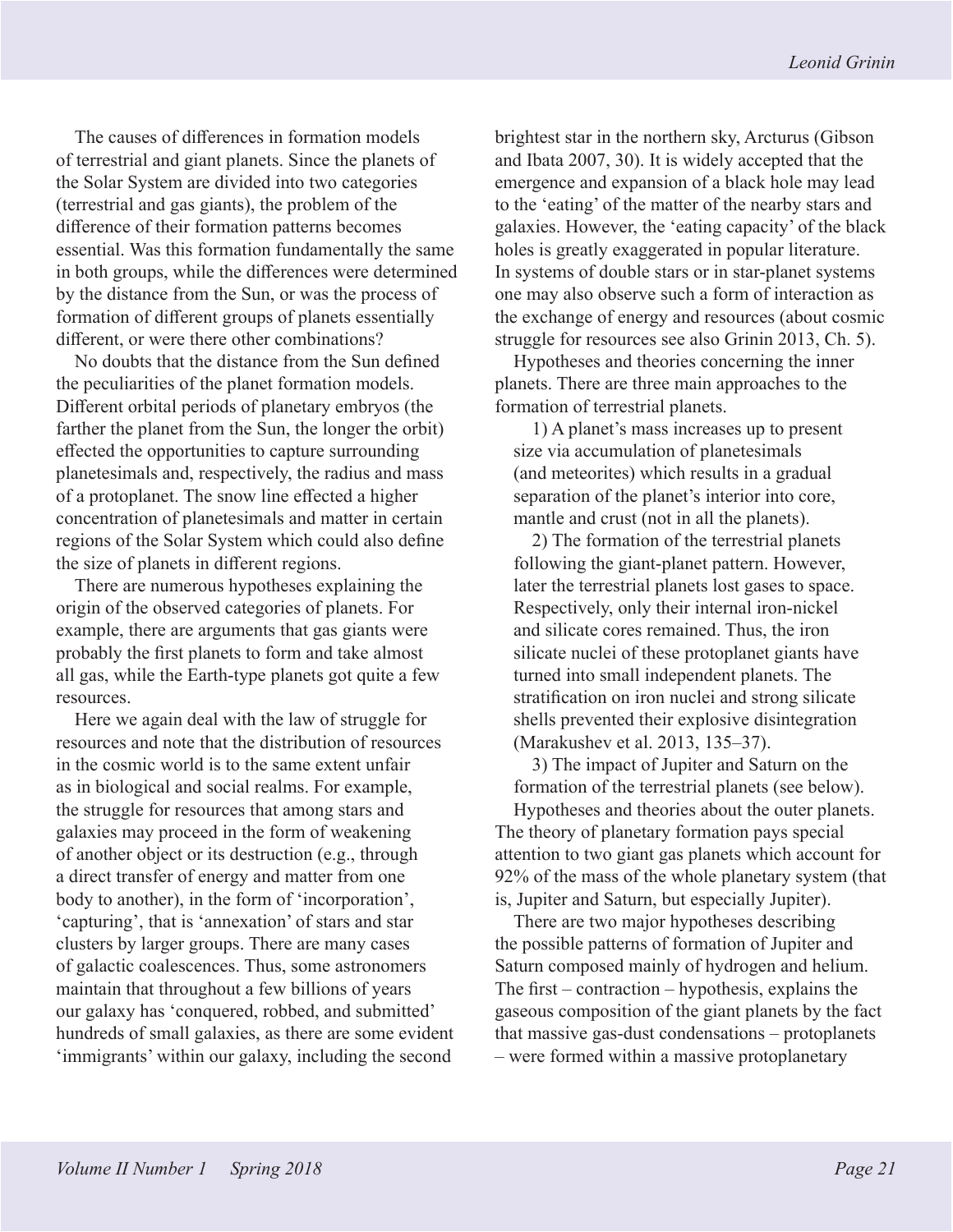The causes of differences in formation models of terrestrial and giant planets. Since the planets of the Solar System are divided into two categories (terrestrial and gas giants), the problem of the difference of their formation patterns becomes essential. Was this formation fundamentally the same in both groups, while the differences were determined by the distance from the Sun, or was the process of formation of different groups of planets essentially different, or were there other combinations?

No doubts that the distance from the Sun defined the peculiarities of the planet formation models. Different orbital periods of planetary embryos (the farther the planet from the Sun, the longer the orbit) effected the opportunities to capture surrounding planetesimals and, respectively, the radius and mass of a protoplanet. The snow line effected a higher concentration of planetesimals and matter in certain regions of the Solar System which could also define the size of planets in different regions.

There are numerous hypotheses explaining the origin of the observed categories of planets. For example, there are arguments that gas giants were probably the first planets to form and take almost all gas, while the Earth-type planets got quite a few resources.

Here we again deal with the law of struggle for resources and note that the distribution of resources in the cosmic world is to the same extent unfair as in biological and social realms. For example, the struggle for resources that among stars and galaxies may proceed in the form of weakening of another object or its destruction (e.g., through a direct transfer of energy and matter from one body to another), in the form of 'incorporation', 'capturing', that is 'annexation' of stars and star clusters by larger groups. There are many cases of galactic coalescences. Thus, some astronomers maintain that throughout a few billions of years our galaxy has 'conquered, robbed, and submitted' hundreds of small galaxies, as there are some evident 'immigrants' within our galaxy, including the second brightest star in the northern sky, Arcturus (Gibson and Ibata 2007, 30). It is widely accepted that the emergence and expansion of a black hole may lead to the 'eating' of the matter of the nearby stars and galaxies. However, the 'eating capacity' of the black holes is greatly exaggerated in popular literature. In systems of double stars or in star-planet systems one may also observe such a form of interaction as the exchange of energy and resources (about cosmic struggle for resources see also Grinin 2013, Ch. 5).

Hypotheses and theories concerning the inner planets. There are three main approaches to the formation of terrestrial planets.

1) A planet's mass increases up to present size via accumulation of planetesimals (and meteorites) which results in a gradual separation of the planet's interior into core, mantle and crust (not in all the planets).

2) The formation of the terrestrial planets following the giant-planet pattern. However, later the terrestrial planets lost gases to space. Respectively, only their internal iron-nickel and silicate cores remained. Thus, the iron silicate nuclei of these protoplanet giants have turned into small independent planets. The stratification on iron nuclei and strong silicate shells prevented their explosive disintegration (Marakushev et al. 2013, 135–37).

3) The impact of Jupiter and Saturn on the formation of the terrestrial planets (see below).

Hypotheses and theories about the outer planets. The theory of planetary formation pays special attention to two giant gas planets which account for 92% of the mass of the whole planetary system (that is, Jupiter and Saturn, but especially Jupiter).

There are two major hypotheses describing the possible patterns of formation of Jupiter and Saturn composed mainly of hydrogen and helium. The first – contraction – hypothesis, explains the gaseous composition of the giant planets by the fact that massive gas-dust condensations – protoplanets – were formed within a massive protoplanetary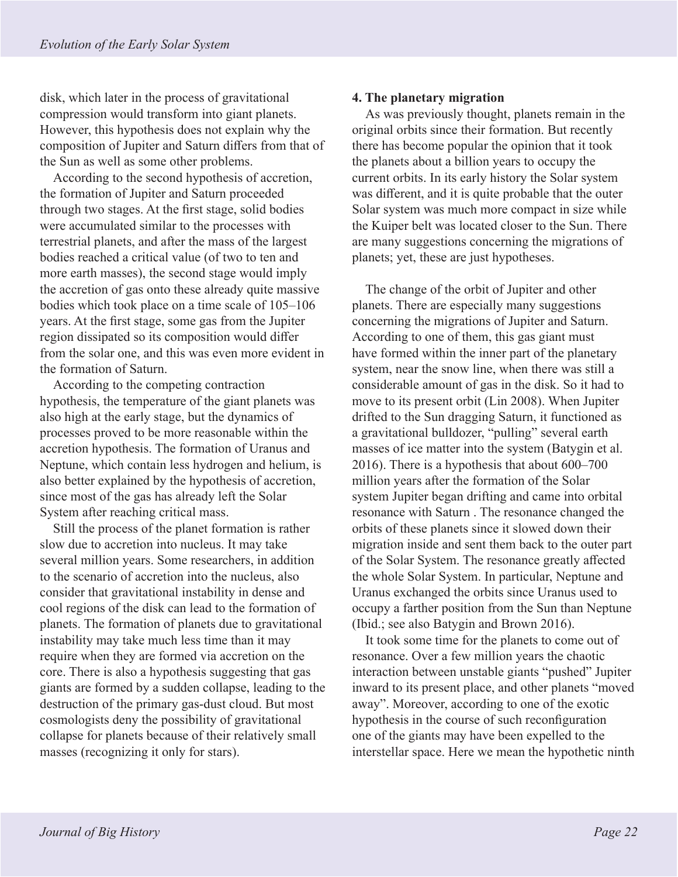disk, which later in the process of gravitational compression would transform into giant planets. However, this hypothesis does not explain why the composition of Jupiter and Saturn differs from that of the Sun as well as some other problems.

According to the second hypothesis of accretion, the formation of Jupiter and Saturn proceeded through two stages. At the first stage, solid bodies were accumulated similar to the processes with terrestrial planets, and after the mass of the largest bodies reached a critical value (of two to ten and more earth masses), the second stage would imply the accretion of gas onto these already quite massive bodies which took place on a time scale of 105–106 years. At the first stage, some gas from the Jupiter region dissipated so its composition would differ from the solar one, and this was even more evident in the formation of Saturn.

According to the competing contraction hypothesis, the temperature of the giant planets was also high at the early stage, but the dynamics of processes proved to be more reasonable within the accretion hypothesis. The formation of Uranus and Neptune, which contain less hydrogen and helium, is also better explained by the hypothesis of accretion, since most of the gas has already left the Solar System after reaching critical mass.

Still the process of the planet formation is rather slow due to accretion into nucleus. It may take several million years. Some researchers, in addition to the scenario of accretion into the nucleus, also consider that gravitational instability in dense and cool regions of the disk can lead to the formation of planets. The formation of planets due to gravitational instability may take much less time than it may require when they are formed via accretion on the core. There is also a hypothesis suggesting that gas giants are formed by a sudden collapse, leading to the destruction of the primary gas-dust cloud. But most cosmologists deny the possibility of gravitational collapse for planets because of their relatively small masses (recognizing it only for stars).

**4. The planetary migration**

As was previously thought, planets remain in the original orbits since their formation. But recently there has become popular the opinion that it took the planets about a billion years to occupy the current orbits. In its early history the Solar system was different, and it is quite probable that the outer Solar system was much more compact in size while the Kuiper belt was located closer to the Sun. There are many suggestions concerning the migrations of planets; yet, these are just hypotheses.

The change of the orbit of Jupiter and other planets. There are especially many suggestions concerning the migrations of Jupiter and Saturn. According to one of them, this gas giant must have formed within the inner part of the planetary system, near the snow line, when there was still a considerable amount of gas in the disk. So it had to move to its present orbit (Lin 2008). When Jupiter drifted to the Sun dragging Saturn, it functioned as a gravitational bulldozer, "pulling" several earth masses of ice matter into the system (Batygin et al. 2016). There is a hypothesis that about 600–700 million years after the formation of the Solar system Jupiter began drifting and came into orbital resonance with Saturn . The resonance changed the orbits of these planets since it slowed down their migration inside and sent them back to the outer part of the Solar System. The resonance greatly affected the whole Solar System. In particular, Neptune and Uranus exchanged the orbits since Uranus used to occupy a farther position from the Sun than Neptune (Ibid.; see also Batygin and Brown 2016).

It took some time for the planets to come out of resonance. Over a few million years the chaotic interaction between unstable giants "pushed" Jupiter inward to its present place, and other planets "moved away". Moreover, according to one of the exotic hypothesis in the course of such reconfiguration one of the giants may have been expelled to the interstellar space. Here we mean the hypothetic ninth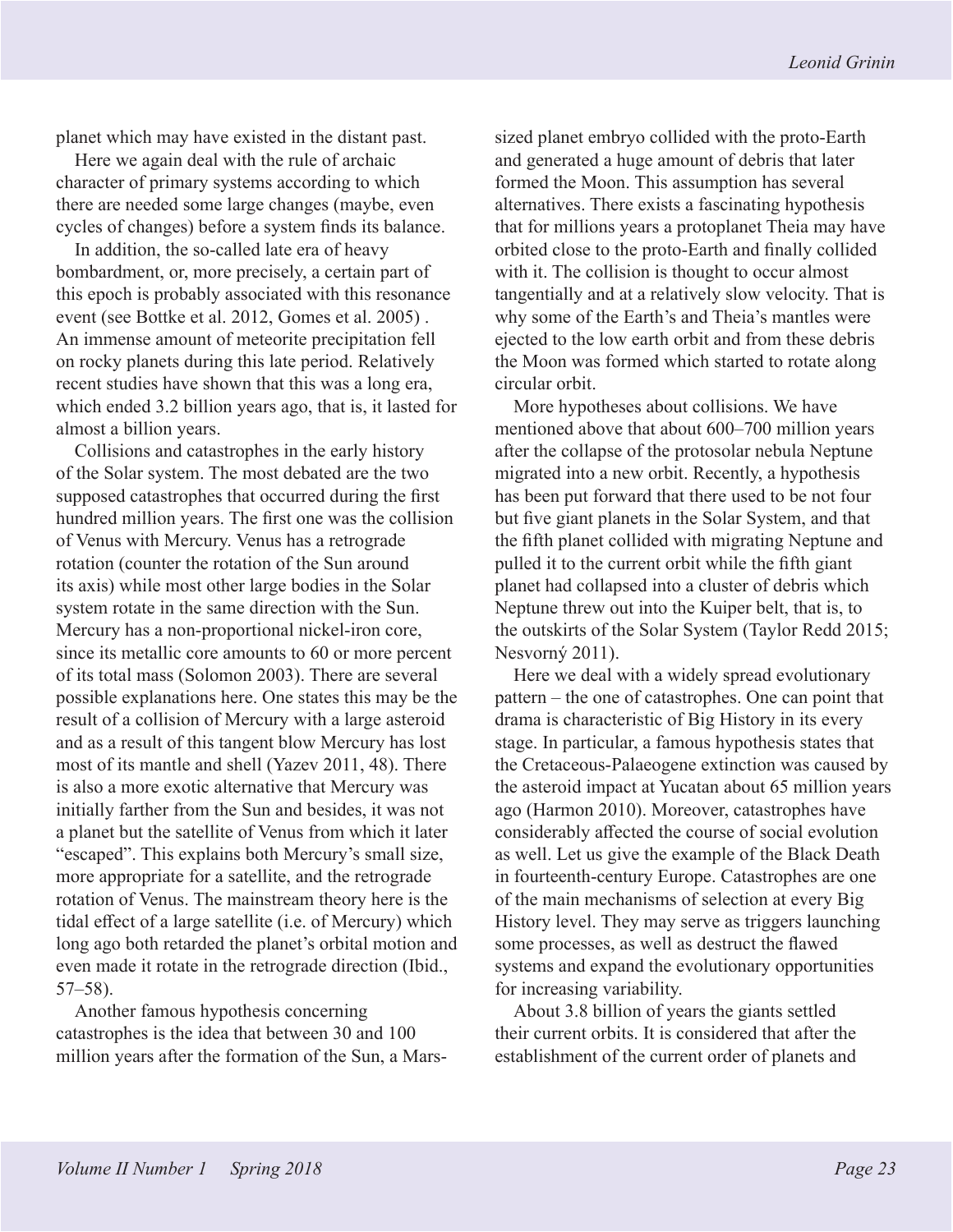planet which may have existed in the distant past.

Here we again deal with the rule of archaic character of primary systems according to which there are needed some large changes (maybe, even cycles of changes) before a system finds its balance.

In addition, the so-called late era of heavy bombardment, or, more precisely, a certain part of this epoch is probably associated with this resonance event (see Bottke et al. 2012, Gomes et al. 2005) . An immense amount of meteorite precipitation fell on rocky planets during this late period. Relatively recent studies have shown that this was a long era, which ended 3.2 billion years ago, that is, it lasted for almost a billion years.

Collisions and catastrophes in the early history of the Solar system. The most debated are the two supposed catastrophes that occurred during the first hundred million years. The first one was the collision of Venus with Mercury. Venus has a retrograde rotation (counter the rotation of the Sun around its axis) while most other large bodies in the Solar system rotate in the same direction with the Sun. Mercury has a non-proportional nickel-iron core, since its metallic core amounts to 60 or more percent of its total mass (Solomon 2003). There are several possible explanations here. One states this may be the result of a collision of Mercury with a large asteroid and as a result of this tangent blow Mercury has lost most of its mantle and shell (Yazev 2011, 48). There is also a more exotic alternative that Mercury was initially farther from the Sun and besides, it was not a planet but the satellite of Venus from which it later "escaped". This explains both Mercury's small size, more appropriate for a satellite, and the retrograde rotation of Venus. The mainstream theory here is the tidal effect of a large satellite (i.e. of Mercury) which long ago both retarded the planet's orbital motion and even made it rotate in the retrograde direction (Ibid., 57–58).

Another famous hypothesis concerning catastrophes is the idea that between 30 and 100 million years after the formation of the Sun, a Mars-sized planet embryo collided with the proto-Earth and generated a huge amount of debris that later formed the Moon. This assumption has several alternatives. There exists a fascinating hypothesis that for millions years a protoplanet Theia may have orbited close to the proto-Earth and finally collided with it. The collision is thought to occur almost tangentially and at a relatively slow velocity. That is why some of the Earth's and Theia's mantles were ejected to the low earth orbit and from these debris the Moon was formed which started to rotate along circular orbit.

More hypotheses about collisions. We have mentioned above that about 600–700 million years after the collapse of the protosolar nebula Neptune migrated into a new orbit. Recently, a hypothesis has been put forward that there used to be not four but five giant planets in the Solar System, and that the fifth planet collided with migrating Neptune and pulled it to the current orbit while the fifth giant planet had collapsed into a cluster of debris which Neptune threw out into the Kuiper belt, that is, to the outskirts of the Solar System (Taylor Redd 2015; Nesvorný 2011).

Here we deal with a widely spread evolutionary pattern – the one of catastrophes. One can point that drama is characteristic of Big History in its every stage. In particular, a famous hypothesis states that the Cretaceous-Palaeogene extinction was caused by the asteroid impact at Yucatan about 65 million years ago (Harmon 2010). Moreover, catastrophes have considerably affected the course of social evolution as well. Let us give the example of the Black Death in fourteenth-century Europe. Catastrophes are one of the main mechanisms of selection at every Big History level. They may serve as triggers launching some processes, as well as destruct the flawed systems and expand the evolutionary opportunities for increasing variability.

About 3.8 billion of years the giants settled their current orbits. It is considered that after the establishment of the current order of planets and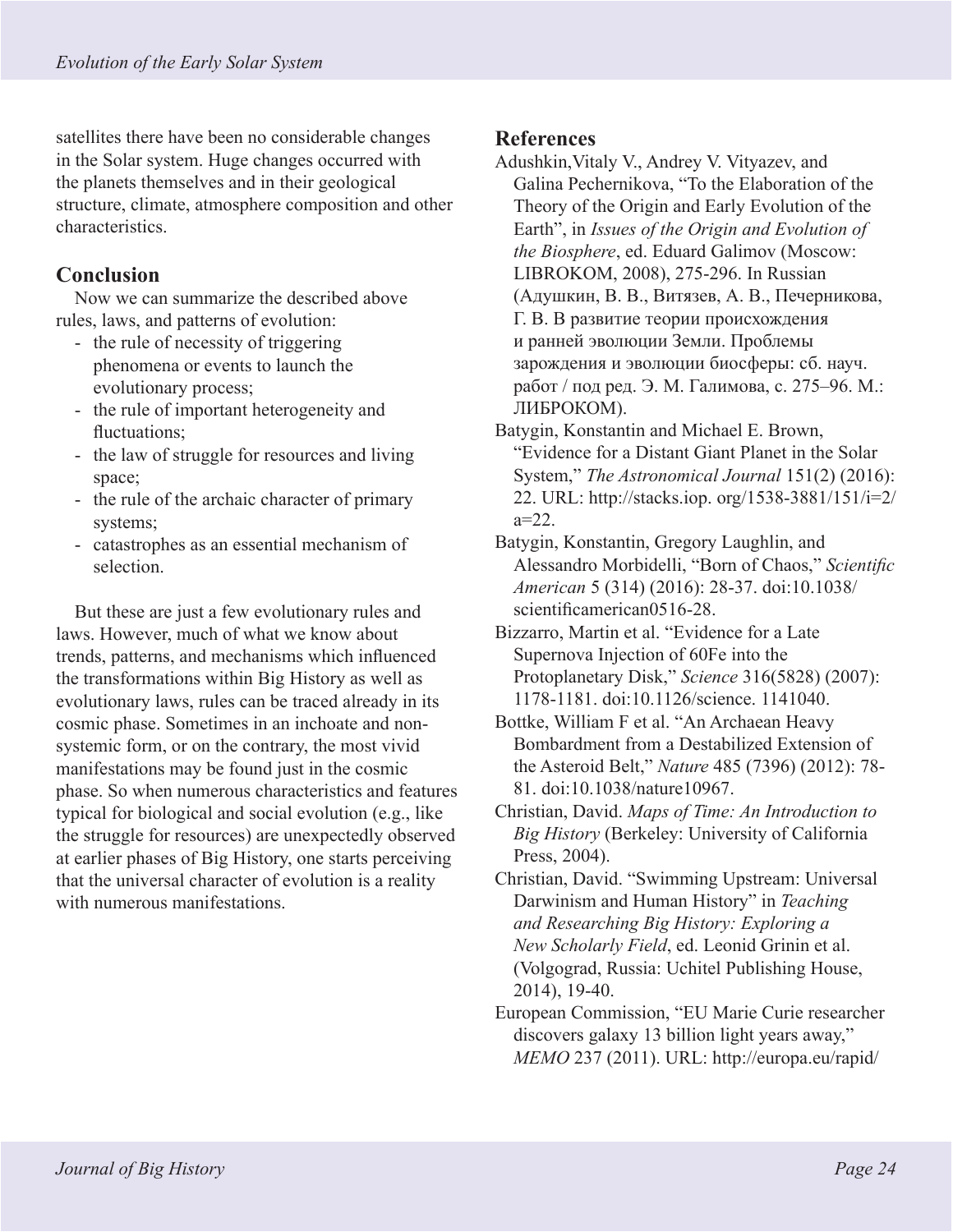satellites there have been no considerable changes in the Solar system. Huge changes occurred with the planets themselves and in their geological structure, climate, atmosphere composition and other characteristics.

## Conclusion

Now we can summarize the described above rules, laws, and patterns of evolution:

- the rule of necessity of triggering phenomena or events to launch the evolutionary process;
- the rule of important heterogeneity and fluctuations;
- the law of struggle for resources and living space;
- the rule of the archaic character of primary systems;
- catastrophes as an essential mechanism of selection.

But these are just a few evolutionary rules and laws. However, much of what we know about trends, patterns, and mechanisms which influenced the transformations within Big History as well as evolutionary laws, rules can be traced already in its cosmic phase. Sometimes in an inchoate and non-systemic form, or on the contrary, the most vivid manifestations may be found just in the cosmic phase. So when numerous characteristics and features typical for biological and social evolution (e.g., like the struggle for resources) are unexpectedly observed at earlier phases of Big History, one starts perceiving that the universal character of evolution is a reality with numerous manifestations.

## References

Adushkin, Vitaly V., Andrey V. Vityazev, and Galina Pechernikova, "To the Elaboration of the Theory of the Origin and Early Evolution of the Earth", in *Issues of the Origin and Evolution of the Biosphere*, ed. Eduard Galimov (Moscow: LIBROKOM, 2008), 275-296. In Russian (Адушкин, В. В., Витязев, А. В., Печерникова, Г. В. В развитие теории происхождения и ранней эволюции Земли. Проблемы зарождения и эволюции биосферы: сб. науч. работ / под ред. Э. М. Галимова, с. 275–96. М.: ЛИБРОКОМ).

Batygin, Konstantin and Michael E. Brown, "Evidence for a Distant Giant Planet in the Solar System," *The Astronomical Journal* 151(2) (2016): 22. URL: http://stacks.iop. org/1538-3881/151/i=2/a=22.

Batygin, Konstantin, Gregory Laughlin, and Alessandro Morbidelli, "Born of Chaos," *Scientific American* 5 (314) (2016): 28-37. doi:10.1038/scientificamerican0516-28.

Bizzarro, Martin et al. "Evidence for a Late Supernova Injection of 60Fe into the Protoplanetary Disk," *Science* 316(5828) (2007): 1178-1181. doi:10.1126/science. 1141040.

Bottke, William F et al. "An Archaean Heavy Bombardment from a Destabilized Extension of the Asteroid Belt," *Nature* 485 (7396) (2012): 78-81. doi:10.1038/nature10967.

Christian, David. *Maps of Time: An Introduction to Big History* (Berkeley: University of California Press, 2004).

Christian, David. "Swimming Upstream: Universal Darwinism and Human History" in *Teaching and Researching Big History: Exploring a New Scholarly Field*, ed. Leonid Grinin et al. (Volgograd, Russia: Uchitel Publishing House, 2014), 19-40.

European Commission, "EU Marie Curie researcher discovers galaxy 13 billion light years away," *MEMO* 237 (2011). URL: http://europa.eu/rapid/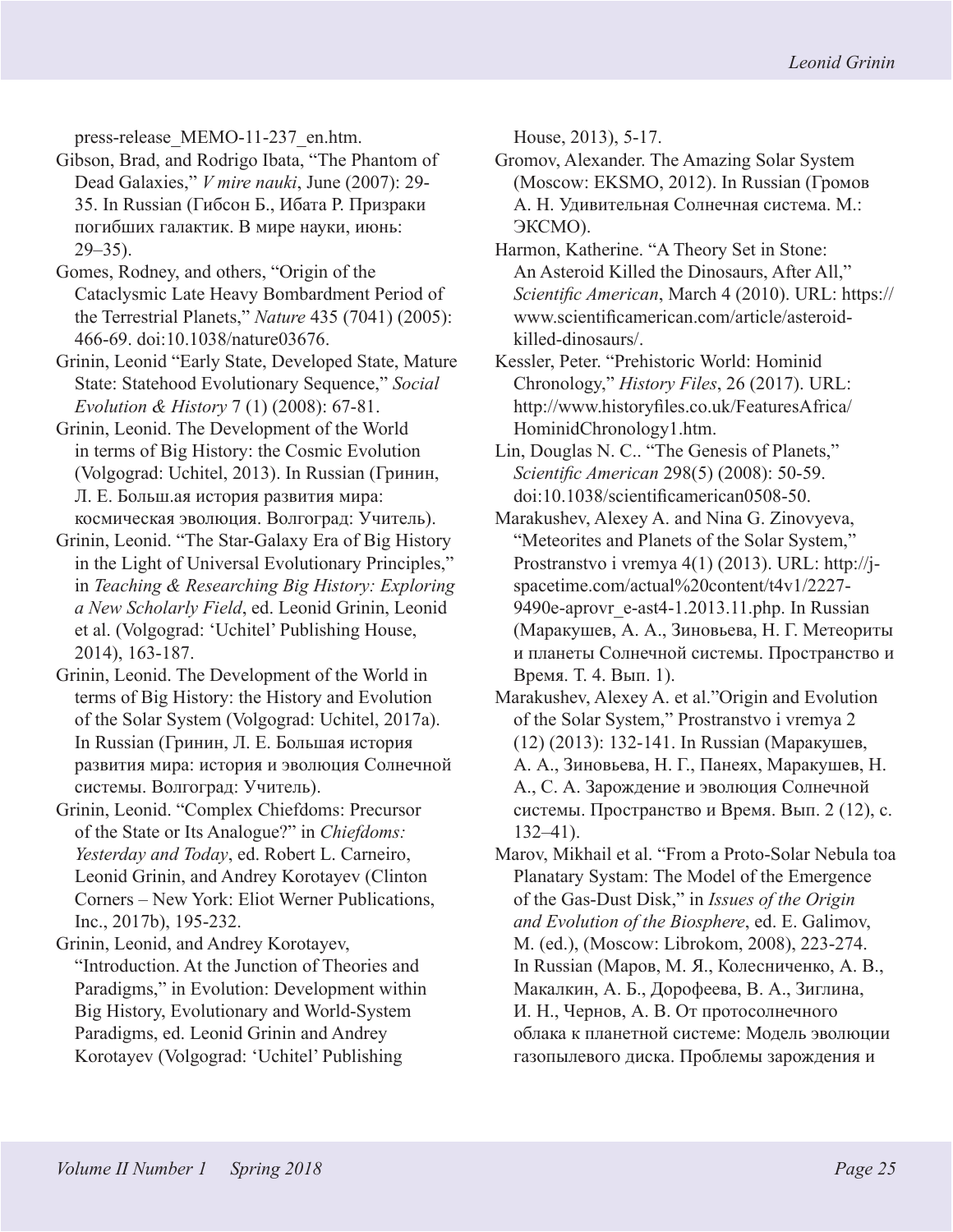press-release_MEMO-11-237_en.htm.

Gibson, Brad, and Rodrigo Ibata, "The Phantom of Dead Galaxies," *V mire nauki*, June (2007): 29-35. In Russian (Гибсон Б., Ибата Р. Призраки погибших галактик. В мире науки, июнь: 29–35).

Gomes, Rodney, and others, "Origin of the Cataclysmic Late Heavy Bombardment Period of the Terrestrial Planets," *Nature* 435 (7041) (2005): 466-69. doi:10.1038/nature03676.

Grinin, Leonid "Early State, Developed State, Mature State: Statehood Evolutionary Sequence," *Social Evolution & History* 7 (1) (2008): 67-81.

Grinin, Leonid. The Development of the World in terms of Big History: the Cosmic Evolution (Volgograd: Uchitel, 2013). In Russian (Гринин, Л. Е. Больш.ая история развития мира: космическая эволюция. Волгоград: Учитель).

Grinin, Leonid. "The Star-Galaxy Era of Big History in the Light of Universal Evolutionary Principles," in *Teaching & Researching Big History: Exploring a New Scholarly Field*, ed. Leonid Grinin, Leonid et al. (Volgograd: 'Uchitel' Publishing House, 2014), 163-187.

Grinin, Leonid. The Development of the World in terms of Big History: the History and Evolution of the Solar System (Volgograd: Uchitel, 2017a). In Russian (Гринин, Л. Е. Большая история развития мира: история и эволюция Солнечной системы. Волгоград: Учитель).

Grinin, Leonid. "Complex Chiefdoms: Precursor of the State or Its Analogue?" in *Chiefdoms: Yesterday and Today*, ed. Robert L. Carneiro, Leonid Grinin, and Andrey Korotayev (Clinton Corners – New York: Eliot Werner Publications, Inc., 2017b), 195-232.

Grinin, Leonid, and Andrey Korotayev, "Introduction. At the Junction of Theories and Paradigms," in Evolution: Development within Big History, Evolutionary and World-System Paradigms, ed. Leonid Grinin and Andrey Korotayev (Volgograd: 'Uchitel' Publishing House, 2013), 5-17.

Gromov, Alexander. The Amazing Solar System (Moscow: EKSMO, 2012). In Russian (Громов А. Н. Удивительная Солнечная система. М.: ЭКСМО).

Harmon, Katherine. "A Theory Set in Stone: An Asteroid Killed the Dinosaurs, After All," *Scientific American*, March 4 (2010). URL: https://www.scientificamerican.com/article/asteroid-killed-dinosaurs/.

Kessler, Peter. "Prehistoric World: Hominid Chronology," *History Files*, 26 (2017). URL: http://www.historyfiles.co.uk/FeaturesAfrica/HominidChronology1.htm.

Lin, Douglas N. C.. "The Genesis of Planets," *Scientific American* 298(5) (2008): 50-59. doi:10.1038/scientificamerican0508-50.

Marakushev, Alexey A. and Nina G. Zinovyeva, "Meteorites and Planets of the Solar System," Prostranstvo i vremya 4(1) (2013). URL: http://j-spacetime.com/actual%20content/t4v1/2227-9490e-aprovr_e-ast4-1.2013.11.php. In Russian (Маракушев, А. А., Зиновьева, Н. Г. Метеориты и планеты Солнечной системы. Пространство и Время. Т. 4. Вып. 1).

Marakushev, Alexey A. et al."Origin and Evolution of the Solar System," Prostranstvo i vremya 2 (12) (2013): 132-141. In Russian (Маракушев, А. А., Зиновьева, Н. Г., Панеях, Маракушев, Н. А., С. А. Зарождение и эволюция Солнечной системы. Пространство и Время. Вып. 2 (12), с. 132–41).

Marov, Mikhail et al. "From a Proto-Solar Nebula toa Planatary Systam: The Model of the Emergence of the Gas-Dust Disk," in *Issues of the Origin and Evolution of the Biosphere*, ed. E. Galimov, M. (ed.), (Moscow: Librokom, 2008), 223-274. In Russian (Маров, М. Я., Колесниченко, А. В., Макалкин, А. Б., Дорофеева, В. А., Зиглина, И. Н., Чернов, А. В. От протосолнечного облака к планетной системе: Модель эволюции газопылевого диска. Проблемы зарождения и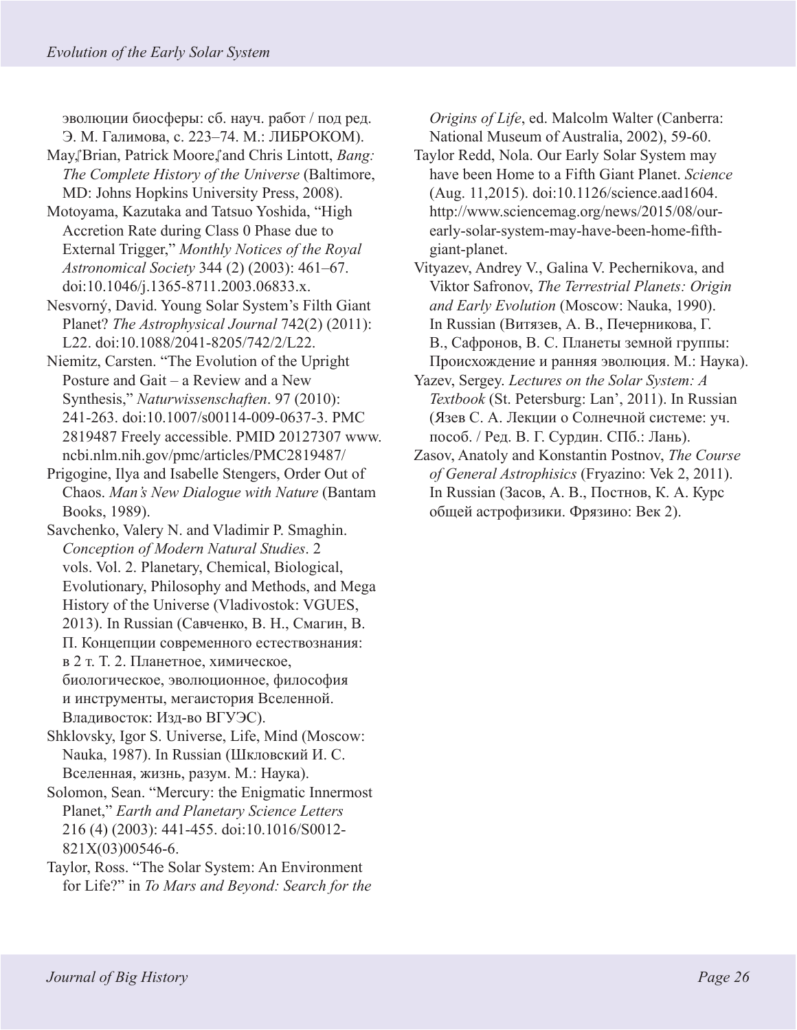эволюции биосферы: сб. науч. работ / под ред. Э. М. Галимова, с. 223–74. М.: ЛИБРОКОМ).

May, Brian, Patrick Moore, and Chris Lintott, *Bang: The Complete History of the Universe* (Baltimore, MD: Johns Hopkins University Press, 2008).

Motoyama, Kazutaka and Tatsuo Yoshida, "High Accretion Rate during Class 0 Phase due to External Trigger," *Monthly Notices of the Royal Astronomical Society* 344 (2) (2003): 461–67. doi:10.1046/j.1365-8711.2003.06833.x.

Nesvorný, David. Young Solar System's Filth Giant Planet? *The Astrophysical Journal* 742(2) (2011): L22. doi:10.1088/2041-8205/742/2/L22.

Niemitz, Carsten. "The Evolution of the Upright Posture and Gait – a Review and a New Synthesis," *Naturwissenschaften*. 97 (2010): 241-263. doi:10.1007/s00114-009-0637-3. PMC 2819487 Freely accessible. PMID 20127307 www.ncbi.nlm.nih.gov/pmc/articles/PMC2819487/

Prigogine, Ilya and Isabelle Stengers, Order Out of Chaos. *Man's New Dialogue with Nature* (Bantam Books, 1989).

Savchenko, Valery N. and Vladimir P. Smaghin. *Conception of Modern Natural Studies*. 2 vols. Vol. 2. Planetary, Chemical, Biological, Evolutionary, Philosophy and Methods, and Mega History of the Universe (Vladivostok: VGUES, 2013). In Russian (Савченко, В. Н., Смагин, В. П. Концепции современного естествознания: в 2 т. Т. 2. Планетное, химическое, биологическое, эволюционное, философия и инструменты, мегаистория Вселенной. Владивосток: Изд-во ВГУЭС).

Shklovsky, Igor S. Universe, Life, Mind (Moscow: Nauka, 1987). In Russian (Шкловский И. С. Вселенная, жизнь, разум. М.: Наука).

Solomon, Sean. "Mercury: the Enigmatic Innermost Planet," *Earth and Planetary Science Letters* 216 (4) (2003): 441-455. doi:10.1016/S0012-821X(03)00546-6.

Taylor, Ross. "The Solar System: An Environment for Life?" in *To Mars and Beyond: Search for the Origins of Life*, ed. Malcolm Walter (Canberra: National Museum of Australia, 2002), 59-60.

Taylor Redd, Nola. Our Early Solar System may have been Home to a Fifth Giant Planet. *Science* (Aug. 11,2015). doi:10.1126/science.aad1604. http://www.sciencemag.org/news/2015/08/our-early-solar-system-may-have-been-home-fifth-giant-planet.

Vityazev, Andrey V., Galina V. Pechernikova, and Viktor Safronov, *The Terrestrial Planets: Origin and Early Evolution* (Moscow: Nauka, 1990). In Russian (Витязев, А. В., Печерникова, Г. В., Сафронов, В. С. Планеты земной группы: Происхождение и ранняя эволюция. М.: Наука).

Yazev, Sergey. *Lectures on the Solar System: A Textbook* (St. Petersburg: Lan', 2011). In Russian (Язев С. А. Лекции о Солнечной системе: уч. пособ. / Ред. В. Г. Сурдин. СПб.: Лань).

Zasov, Anatoly and Konstantin Postnov, *The Course of General Astrophisics* (Fryazino: Vek 2, 2011). In Russian (Засов, А. В., Постнов, К. А. Курс общей астрофизики. Фрязино: Век 2).